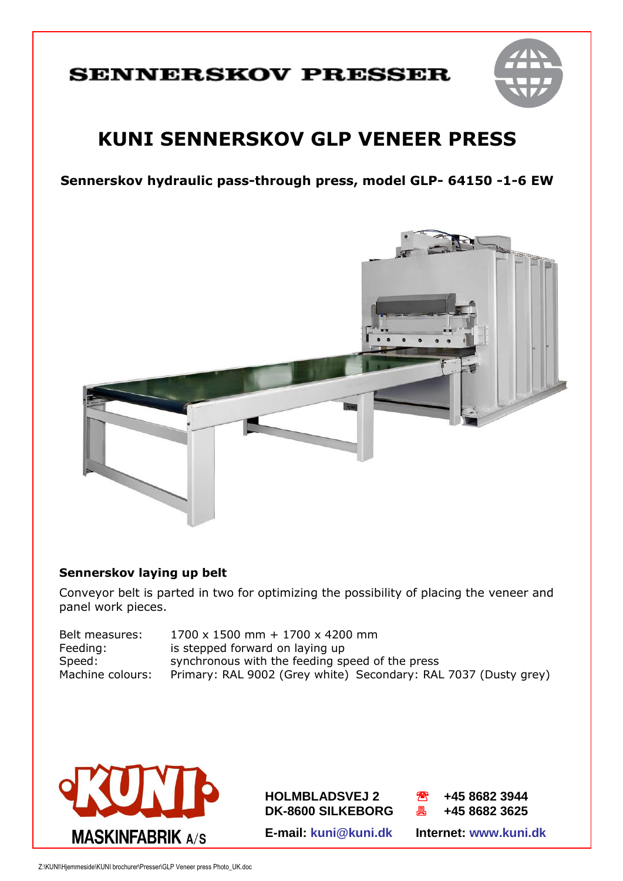SENNERSKOV PRESSER

# KUNI SENNERSKOV GLP VENEER PRESS

**Sennerskov hydraulic pass-through press, model GLP- 64150 -1-6 EW**

**Sennerskov laying up belt**

Conveyor belt is parted in two for optimizing the possibility of placing the veneer and panel work pieces.

| | |
|---|---|
| Belt measures: | 1700 x 1500 mm + 1700 x 4200 mm |
| Feeding: | is stepped forward on laying up |
| Speed: | synchronous with the feeding speed of the press |
| Machine colours: | Primary: RAL 9002 (Grey white) Secondary: RAL 7037 (Dusty grey) |

KUNI MASKINFABRIK A/S

**HOLMBLADSVEJ 2**
**DK-8600 SILKEBORG**

**☎ +45 8682 3944**
**🖷 +45 8682 3625**

**E-mail: kuni@kuni.dk**
**Internet: www.kuni.dk**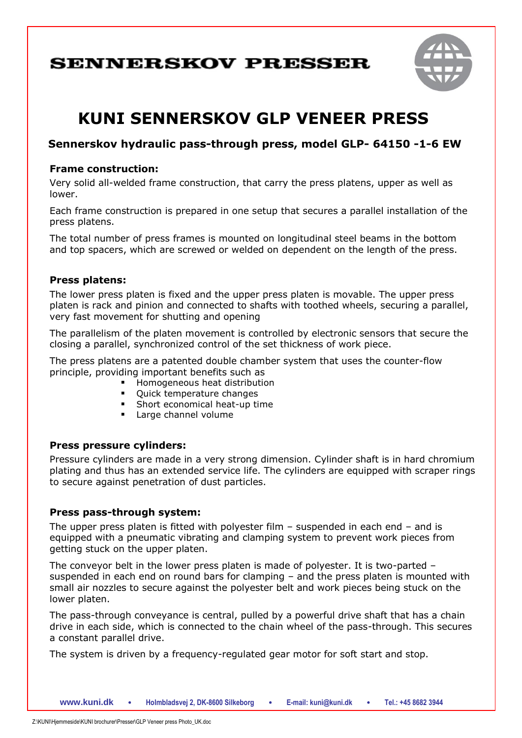# SENNERSKOV PRESSER

# KUNI SENNERSKOV GLP VENEER PRESS

### Sennerskov hydraulic pass-through press, model GLP- 64150 -1-6 EW

**Frame construction:**

Very solid all-welded frame construction, that carry the press platens, upper as well as lower.

Each frame construction is prepared in one setup that secures a parallel installation of the press platens.

The total number of press frames is mounted on longitudinal steel beams in the bottom and top spacers, which are screwed or welded on dependent on the length of the press.

**Press platens:**

The lower press platen is fixed and the upper press platen is movable. The upper press platen is rack and pinion and connected to shafts with toothed wheels, securing a parallel, very fast movement for shutting and opening

The parallelism of the platen movement is controlled by electronic sensors that secure the closing a parallel, synchronized control of the set thickness of work piece.

The press platens are a patented double chamber system that uses the counter-flow principle, providing important benefits such as

- Homogeneous heat distribution
- Quick temperature changes
- Short economical heat-up time
- Large channel volume

**Press pressure cylinders:**

Pressure cylinders are made in a very strong dimension. Cylinder shaft is in hard chromium plating and thus has an extended service life. The cylinders are equipped with scraper rings to secure against penetration of dust particles.

**Press pass-through system:**

The upper press platen is fitted with polyester film – suspended in each end – and is equipped with a pneumatic vibrating and clamping system to prevent work pieces from getting stuck on the upper platen.

The conveyor belt in the lower press platen is made of polyester. It is two-parted – suspended in each end on round bars for clamping – and the press platen is mounted with small air nozzles to secure against the polyester belt and work pieces being stuck on the lower platen.

The pass-through conveyance is central, pulled by a powerful drive shaft that has a chain drive in each side, which is connected to the chain wheel of the pass-through. This secures a constant parallel drive.

The system is driven by a frequency-regulated gear motor for soft start and stop.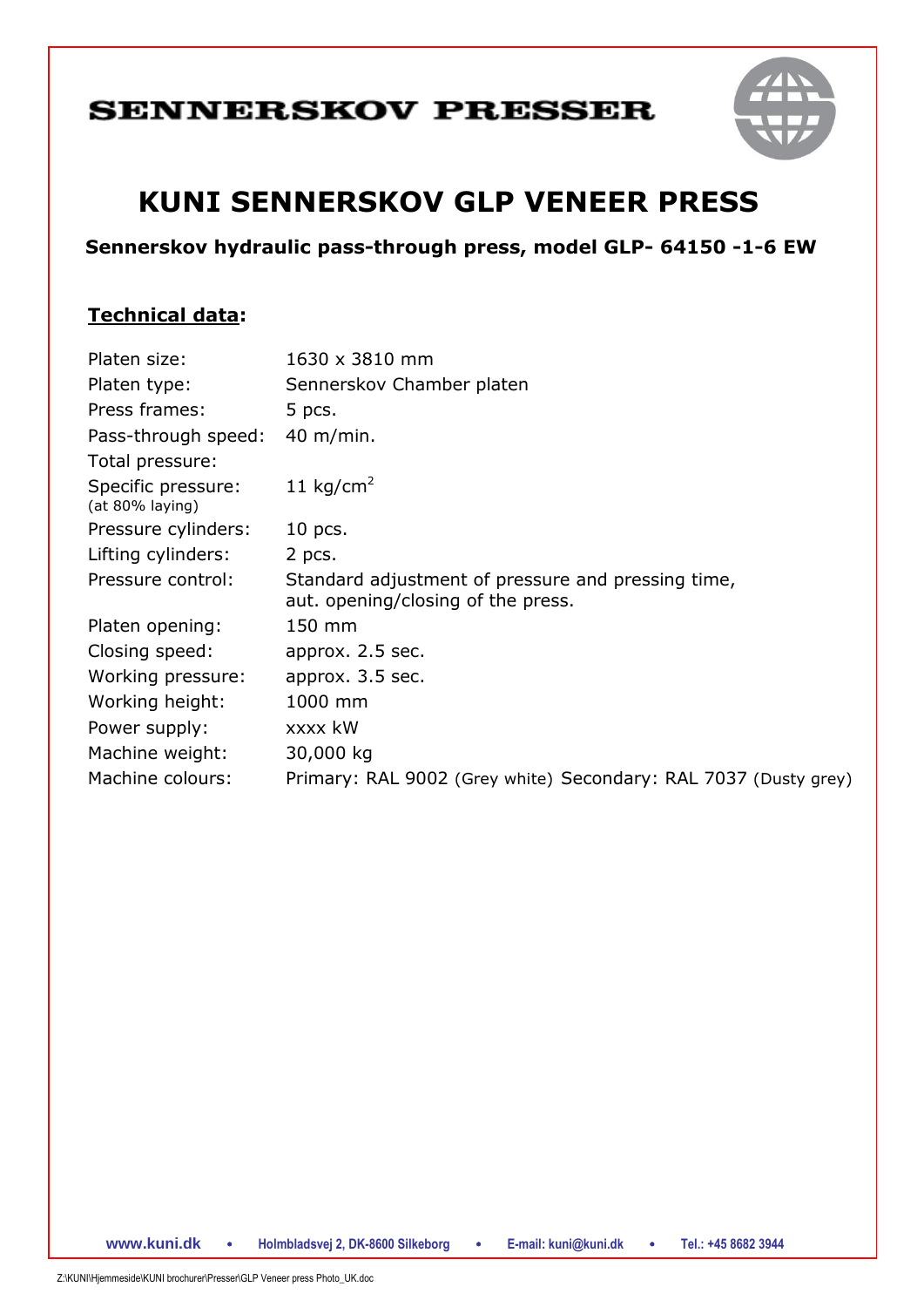SENNERSKOV PRESSER

# KUNI SENNERSKOV GLP VENEER PRESS

**Sennerskov hydraulic pass-through press, model GLP- 64150 -1-6 EW**

## Technical data:

| | |
|---|---|
| Platen size: | 1630 x 3810 mm |
| Platen type: | Sennerskov Chamber platen |
| Press frames: | 5 pcs. |
| Pass-through speed: | 40 m/min. |
| Total pressure: | |
| Specific pressure: (at 80% laying) | 11 kg/cm$^2$ |
| Pressure cylinders: | 10 pcs. |
| Lifting cylinders: | 2 pcs. |
| Pressure control: | Standard adjustment of pressure and pressing time, aut. opening/closing of the press. |
| Platen opening: | 150 mm |
| Closing speed: | approx. 2.5 sec. |
| Working pressure: | approx. 3.5 sec. |
| Working height: | 1000 mm |
| Power supply: | xxxx kW |
| Machine weight: | 30,000 kg |
| Machine colours: | Primary: RAL 9002 (Grey white) Secondary: RAL 7037 (Dusty grey) |

www.kuni.dk • Holmbladsvej 2, DK-8600 Silkeborg • E-mail: kuni@kuni.dk • Tel.: +45 8682 3944

Z:\KUNI\Hjemmeside\KUNI brochurer\Presser\GLP Veneer press Photo_UK.doc